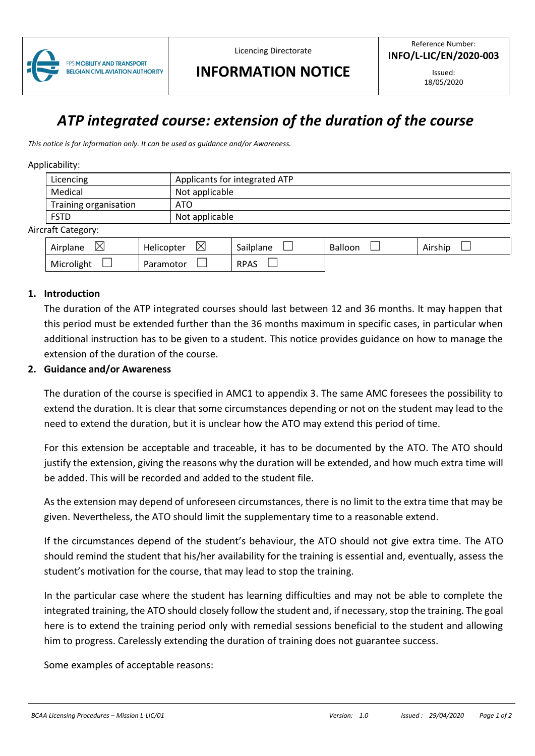| FPS MOBILITY AND TRANSPORT BELGIAN CIVIL AVIATION AUTHORITY | Licencing Directorate **INFORMATION NOTICE** | Reference Number: **INFO/L-LIC/EN/2020-003** Issued: 18/05/2020 |
|---|---|---|

# *ATP integrated course: extension of the duration of the course*

*This notice is for information only. It can be used as guidance and/or Awareness.*

Applicability:

| Licencing | Applicants for integrated ATP |
|---|---|
| Medical | Not applicable |
| Training organisation | ATO |
| FSTD | Not applicable |

Aircraft Category:

| Airplane ☒ | Helicopter ☒ | Sailplane ☐ | Balloon ☐ | Airship ☐ |
|---|---|---|---|---|
| Microlight ☐ | Paramotor ☐ | RPAS ☐ | | |

## 1. Introduction

The duration of the ATP integrated courses should last between 12 and 36 months. It may happen that this period must be extended further than the 36 months maximum in specific cases, in particular when additional instruction has to be given to a student. This notice provides guidance on how to manage the extension of the duration of the course.

## 2. Guidance and/or Awareness

The duration of the course is specified in AMC1 to appendix 3. The same AMC foresees the possibility to extend the duration. It is clear that some circumstances depending or not on the student may lead to the need to extend the duration, but it is unclear how the ATO may extend this period of time.

For this extension be acceptable and traceable, it has to be documented by the ATO. The ATO should justify the extension, giving the reasons why the duration will be extended, and how much extra time will be added. This will be recorded and added to the student file.

As the extension may depend of unforeseen circumstances, there is no limit to the extra time that may be given. Nevertheless, the ATO should limit the supplementary time to a reasonable extend.

If the circumstances depend of the student's behaviour, the ATO should not give extra time. The ATO should remind the student that his/her availability for the training is essential and, eventually, assess the student's motivation for the course, that may lead to stop the training.

In the particular case where the student has learning difficulties and may not be able to complete the integrated training, the ATO should closely follow the student and, if necessary, stop the training. The goal here is to extend the training period only with remedial sessions beneficial to the student and allowing him to progress. Carelessly extending the duration of training does not guarantee success.

Some examples of acceptable reasons: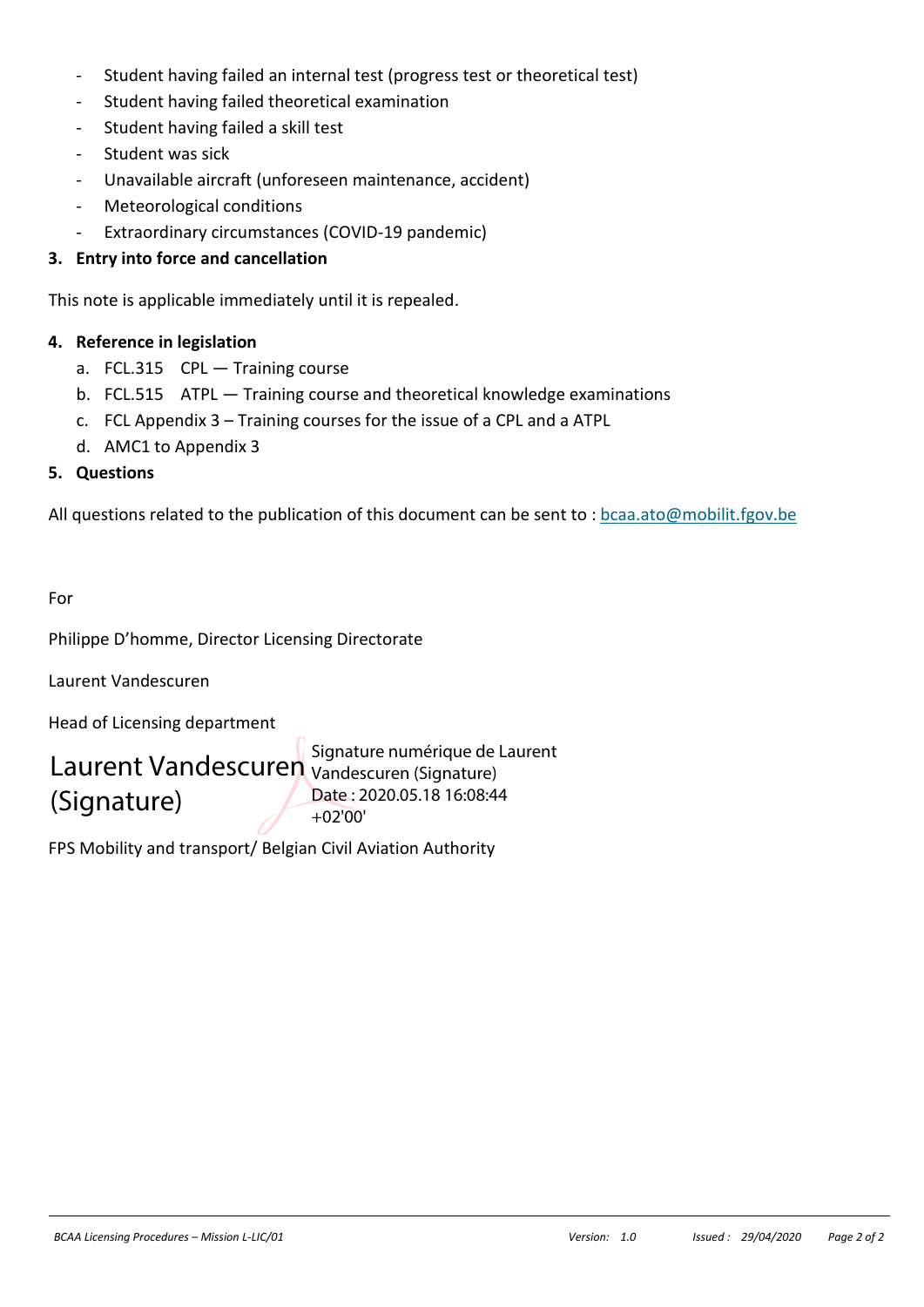- Student having failed an internal test (progress test or theoretical test)
- Student having failed theoretical examination
- Student having failed a skill test
- Student was sick
- Unavailable aircraft (unforeseen maintenance, accident)
- Meteorological conditions
- Extraordinary circumstances (COVID-19 pandemic)

## 3. Entry into force and cancellation

This note is applicable immediately until it is repealed.

## 4. Reference in legislation

a. FCL.315 CPL — Training course
b. FCL.515 ATPL — Training course and theoretical knowledge examinations
c. FCL Appendix 3 – Training courses for the issue of a CPL and a ATPL
d. AMC1 to Appendix 3

## 5. Questions

All questions related to the publication of this document can be sent to : bcaa.ato@mobilit.fgov.be

For

Philippe D'homme, Director Licensing Directorate

Laurent Vandescuren

Head of Licensing department

Laurent Vandescuren (Signature)

Signature numérique de Laurent Vandescuren (Signature)
Date : 2020.05.18 16:08:44 +02'00'

FPS Mobility and transport/ Belgian Civil Aviation Authority